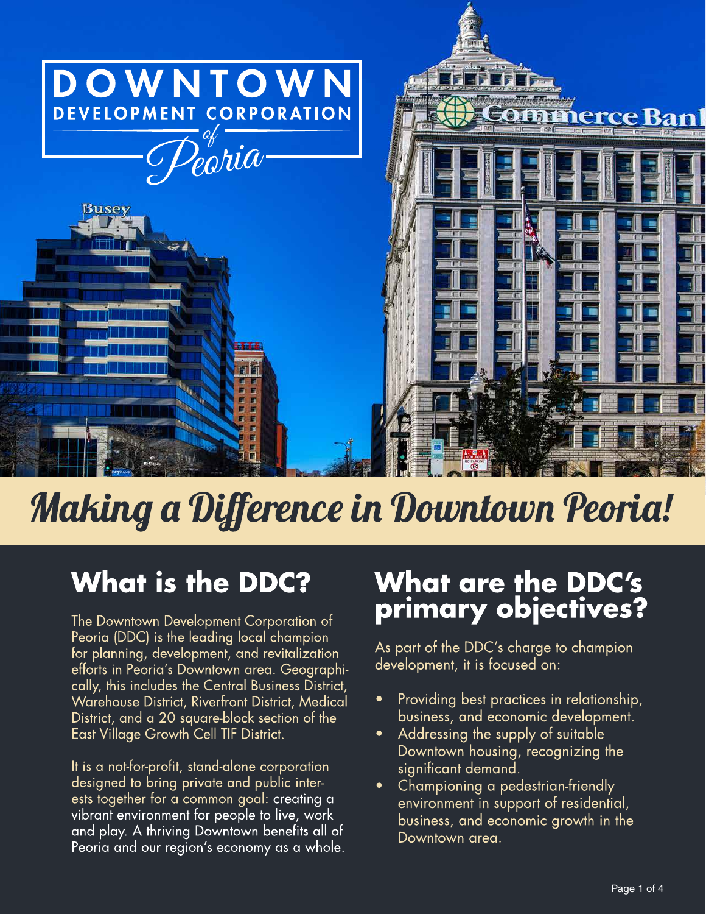# DOWNTOWN DEVELOPMENT CORPORATION of Peoria

# Making a Difference in Downtown Peoria!

## What is the DDC?

The Downtown Development Corporation of Peoria (DDC) is the leading local champion for planning, development, and revitalization efforts in Peoria's Downtown area. Geographically, this includes the Central Business District, Warehouse District, Riverfront District, Medical District, and a 20 square-block section of the East Village Growth Cell TIF District.

It is a not-for-profit, stand-alone corporation designed to bring private and public interests together for a common goal: creating a vibrant environment for people to live, work and play. A thriving Downtown benefits all of Peoria and our region's economy as a whole.

## What are the DDC's primary objectives?

As part of the DDC's charge to champion development, it is focused on:

- Providing best practices in relationship, business, and economic development.
- Addressing the supply of suitable Downtown housing, recognizing the significant demand.
- Championing a pedestrian-friendly environment in support of residential, business, and economic growth in the Downtown area.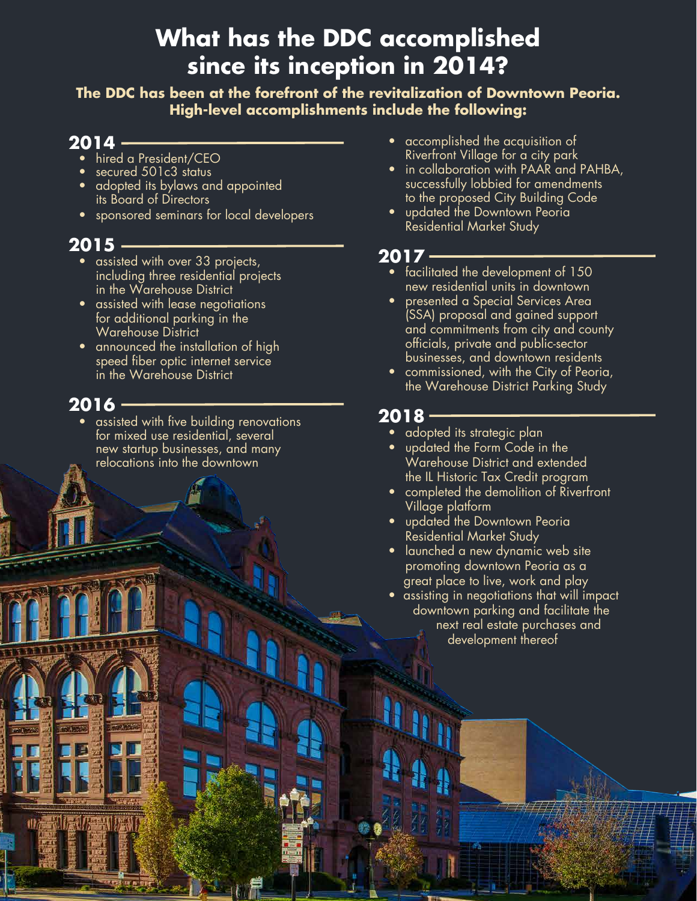# What has the DDC accomplished since its inception in 2014?

**The DDC has been at the forefront of the revitalization of Downtown Peoria. High-level accomplishments include the following:**

## 2014

- hired a President/CEO
- secured 501c3 status
- adopted its bylaws and appointed its Board of Directors
- sponsored seminars for local developers

## 2015

- assisted with over 33 projects, including three residential projects in the Warehouse District
- assisted with lease negotiations for additional parking in the Warehouse District
- announced the installation of high speed fiber optic internet service in the Warehouse District

## 2016

- assisted with five building renovations for mixed use residential, several new startup businesses, and many relocations into the downtown
- accomplished the acquisition of Riverfront Village for a city park
- in collaboration with PAAR and PAHBA, successfully lobbied for amendments to the proposed City Building Code
- updated the Downtown Peoria Residential Market Study

## 2017

- facilitated the development of 150 new residential units in downtown
- presented a Special Services Area (SSA) proposal and gained support and commitments from city and county officials, private and public-sector businesses, and downtown residents
- commissioned, with the City of Peoria, the Warehouse District Parking Study

## 2018

- adopted its strategic plan
- updated the Form Code in the Warehouse District and extended the IL Historic Tax Credit program
- completed the demolition of Riverfront Village platform
- updated the Downtown Peoria Residential Market Study
- launched a new dynamic web site promoting downtown Peoria as a great place to live, work and play
- assisting in negotiations that will impact downtown parking and facilitate the next real estate purchases and development thereof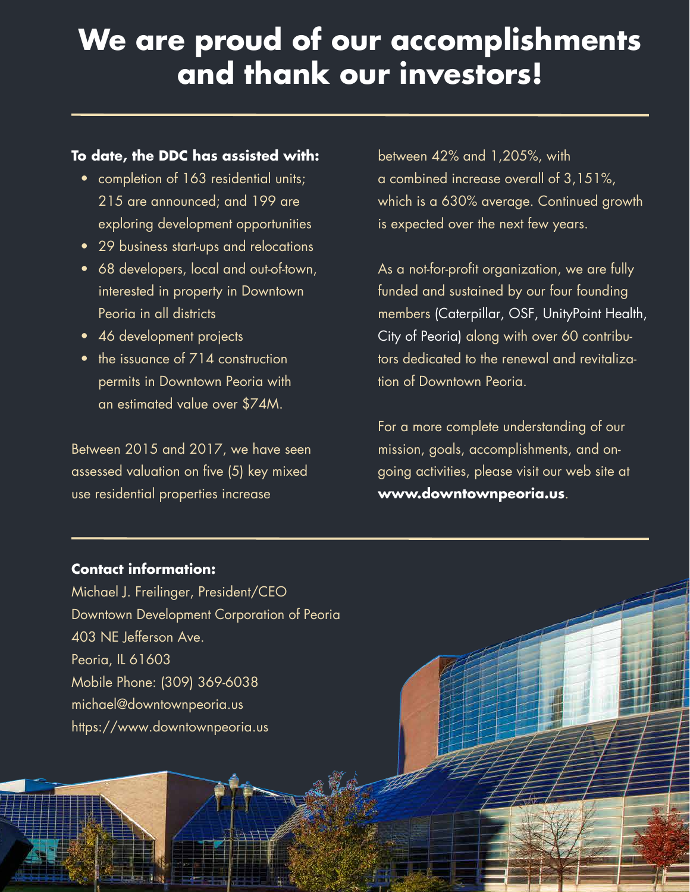# We are proud of our accomplishments and thank our investors!

**To date, the DDC has assisted with:**

- completion of 163 residential units; 215 are announced; and 199 are exploring development opportunities
- 29 business start-ups and relocations
- 68 developers, local and out-of-town, interested in property in Downtown Peoria in all districts
- 46 development projects
- the issuance of 714 construction permits in Downtown Peoria with an estimated value over $74M.

Between 2015 and 2017, we have seen assessed valuation on five (5) key mixed use residential properties increase between 42% and 1,205%, with a combined increase overall of 3,151%, which is a 630% average. Continued growth is expected over the next few years.

As a not-for-profit organization, we are fully funded and sustained by our four founding members (Caterpillar, OSF, UnityPoint Health, City of Peoria) along with over 60 contributors dedicated to the renewal and revitalization of Downtown Peoria.

For a more complete understanding of our mission, goals, accomplishments, and ongoing activities, please visit our web site at **www.downtownpeoria.us**.

**Contact information:**

Michael J. Freilinger, President/CEO
Downtown Development Corporation of Peoria
403 NE Jefferson Ave.
Peoria, IL 61603
Mobile Phone: (309) 369-6038
michael@downtownpeoria.us
https://www.downtownpeoria.us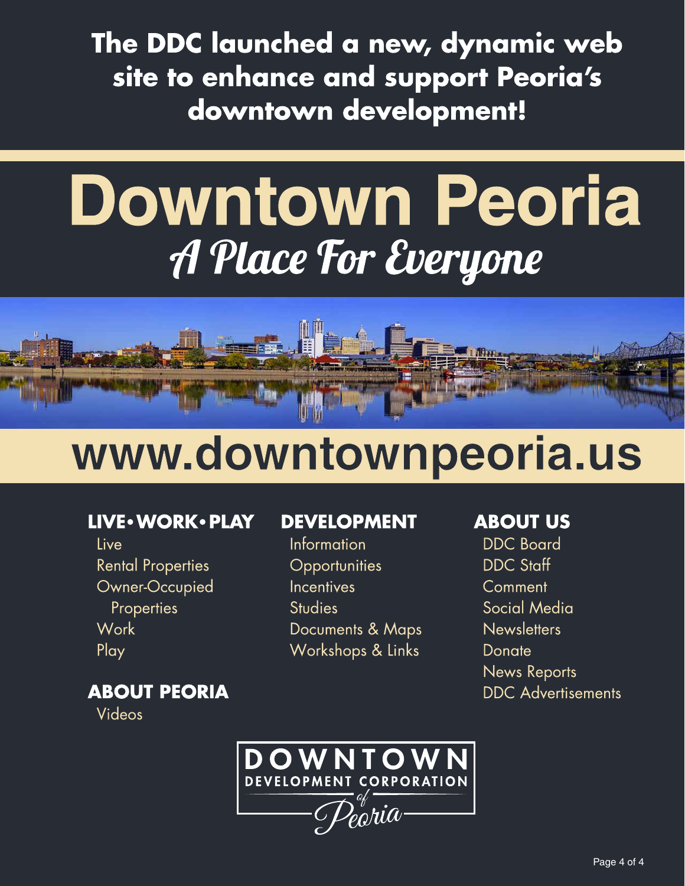**The DDC launched a new, dynamic web site to enhance and support Peoria's downtown development!**

# Downtown Peoria

## *A Place For Everyone*

## www.downtownpeoria.us

### LIVE • WORK • PLAY

- Live
- Rental Properties
- Owner-Occupied Properties
- Work
- Play

### ABOUT PEORIA

- Videos

### DEVELOPMENT

- Information
- Opportunities
- Incentives
- Studies
- Documents & Maps
- Workshops & Links

### ABOUT US

- DDC Board
- DDC Staff
- Comment
- Social Media
- Newsletters
- Donate
- News Reports
- DDC Advertisements

DOWNTOWN DEVELOPMENT CORPORATION of Peoria